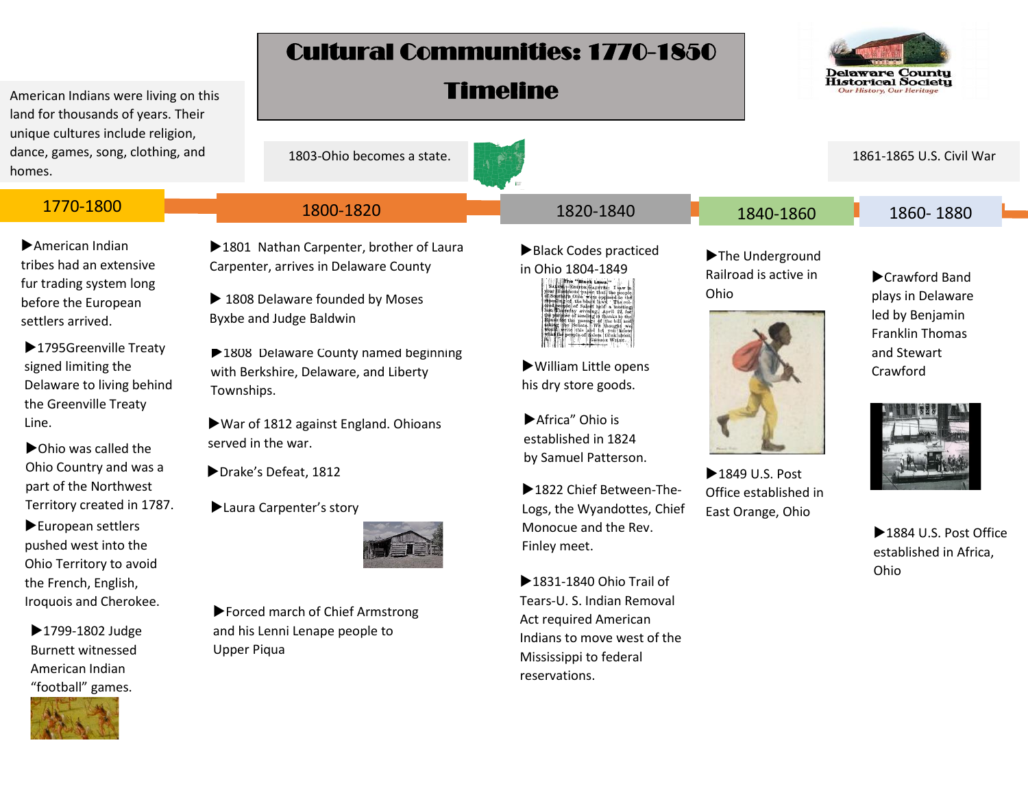# Cultural Communities: 1770-1850 Timeline

Delaware County Historical Society
*Our History, Our Heritage*

American Indians were living on this land for thousands of years. Their unique cultures include religion, dance, games, song, clothing, and homes.

1803-Ohio becomes a state.

1861-1865 U.S. Civil War

## 1770-1800

- American Indian tribes had an extensive fur trading system long before the European settlers arrived.
- 1795Greenville Treaty signed limiting the Delaware to living behind the Greenville Treaty Line.
- Ohio was called the Ohio Country and was a part of the Northwest Territory created in 1787.
- European settlers pushed west into the Ohio Territory to avoid the French, English, Iroquois and Cherokee.
- 1799-1802 Judge Burnett witnessed American Indian "football" games.

## 1800-1820

- 1801 Nathan Carpenter, brother of Laura Carpenter, arrives in Delaware County
- 1808 Delaware founded by Moses Byxbe and Judge Baldwin
- 1808 Delaware County named beginning with Berkshire, Delaware, and Liberty Townships.
- War of 1812 against England. Ohioans served in the war.
- Drake's Defeat, 1812
- Laura Carpenter's story
- Forced march of Chief Armstrong and his Lenni Lenape people to Upper Piqua

## 1820-1840

- Black Codes practiced in Ohio 1804-1849
- William Little opens his dry store goods.
- Africa" Ohio is established in 1824 by Samuel Patterson.
- 1822 Chief Between-The-Logs, the Wyandottes, Chief Monocue and the Rev. Finley meet.
- 1831-1840 Ohio Trail of Tears-U. S. Indian Removal Act required American Indians to move west of the Mississippi to federal reservations.

## 1840-1860

- The Underground Railroad is active in Ohio
- 1849 U.S. Post Office established in East Orange, Ohio

## 1860- 1880

- Crawford Band plays in Delaware led by Benjamin Franklin Thomas and Stewart Crawford
- 1884 U.S. Post Office established in Africa, Ohio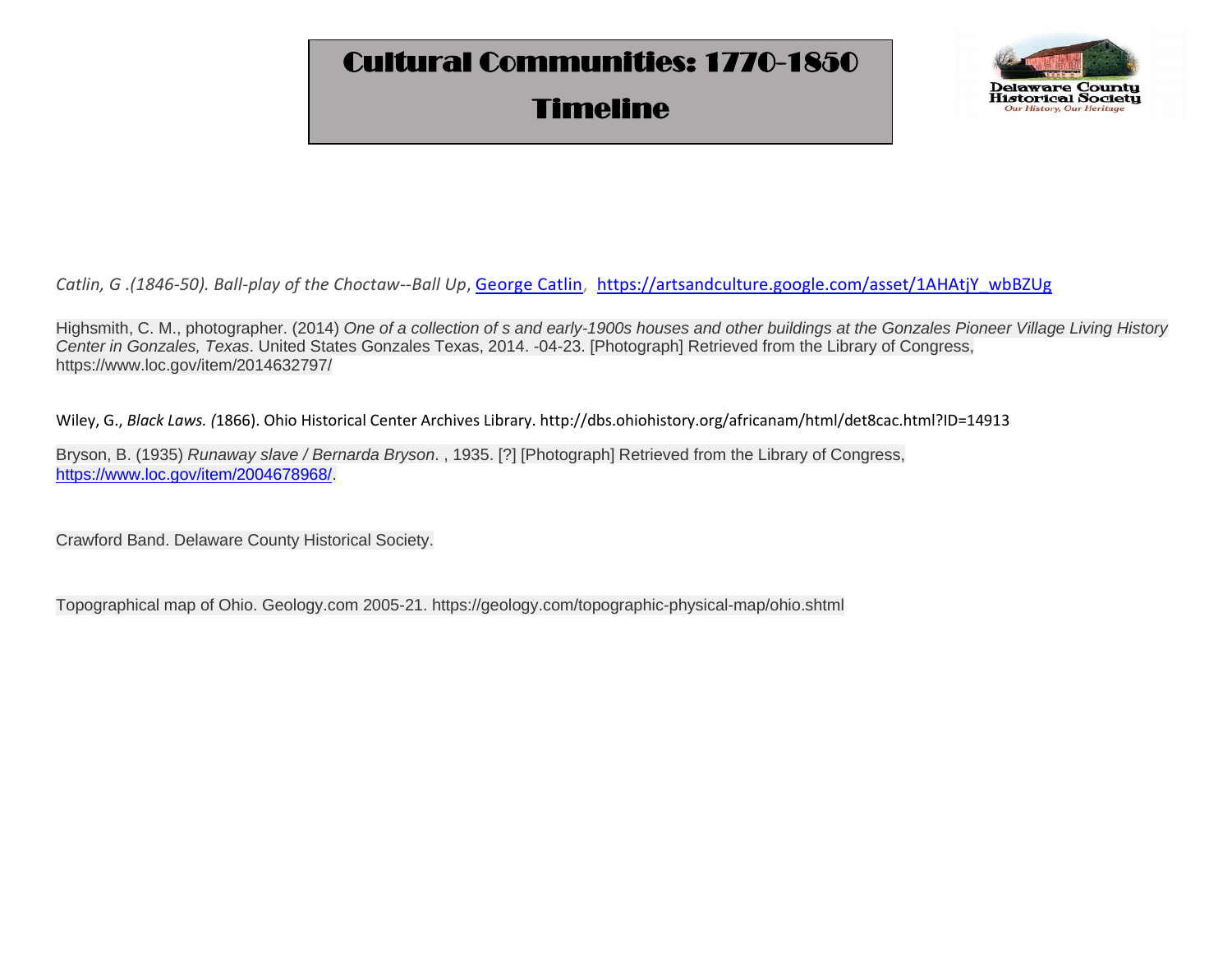# Cultural Communities: 1770-1850

# Timeline

*Catlin, G .(1846-50). Ball-play of the Choctaw--Ball Up*, George Catlin, https://artsandculture.google.com/asset/1AHAtjY_wbBZUg

Highsmith, C. M., photographer. (2014) *One of a collection of s and early-1900s houses and other buildings at the Gonzales Pioneer Village Living History Center in Gonzales, Texas*. United States Gonzales Texas, 2014. -04-23. [Photograph] Retrieved from the Library of Congress, https://www.loc.gov/item/2014632797/

Wiley, G., *Black Laws. (*1866). Ohio Historical Center Archives Library. http://dbs.ohiohistory.org/africanam/html/det8cac.html?ID=14913

Bryson, B. (1935) *Runaway slave / Bernarda Bryson*. , 1935. [?] [Photograph] Retrieved from the Library of Congress, https://www.loc.gov/item/2004678968/.

Crawford Band. Delaware County Historical Society.

Topographical map of Ohio. Geology.com 2005-21. https://geology.com/topographic-physical-map/ohio.shtml